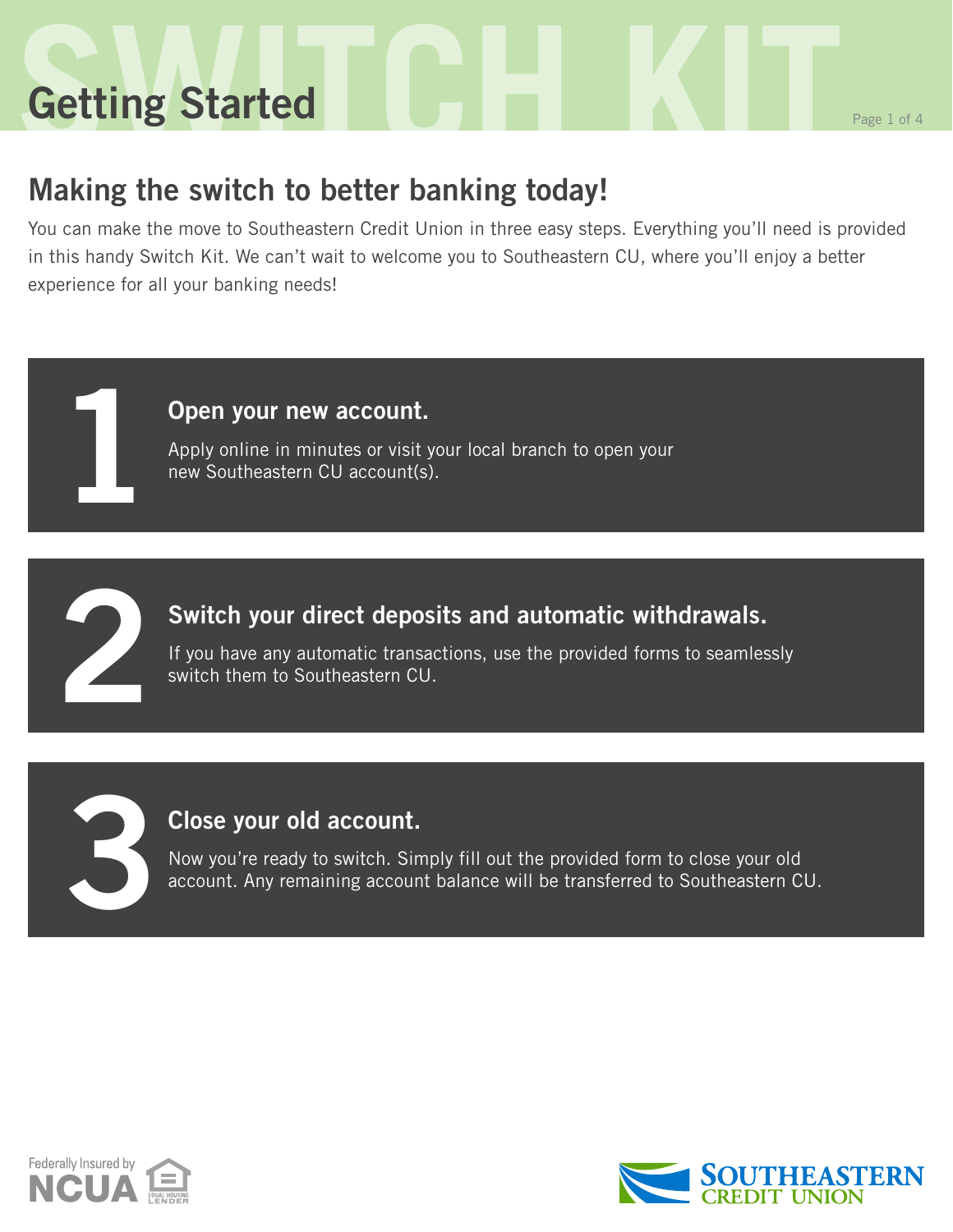# Getting Started

## Making the switch to better banking today!

You can make the move to Southeastern Credit Union in three easy steps. Everything you'll need is provided in this handy Switch Kit. We can't wait to welcome you to Southeastern CU, where you'll enjoy a better experience for all your banking needs!

### 1 Open your new account.

Apply online in minutes or visit your local branch to open your new Southeastern CU account(s).

### 2 Switch your direct deposits and automatic withdrawals.

If you have any automatic transactions, use the provided forms to seamlessly switch them to Southeastern CU.

### 3 Close your old account.

Now you're ready to switch. Simply fill out the provided form to close your old account. Any remaining account balance will be transferred to Southeastern CU.

Federally Insured by NCUA

Equal Housing Lender

Southeastern Credit Union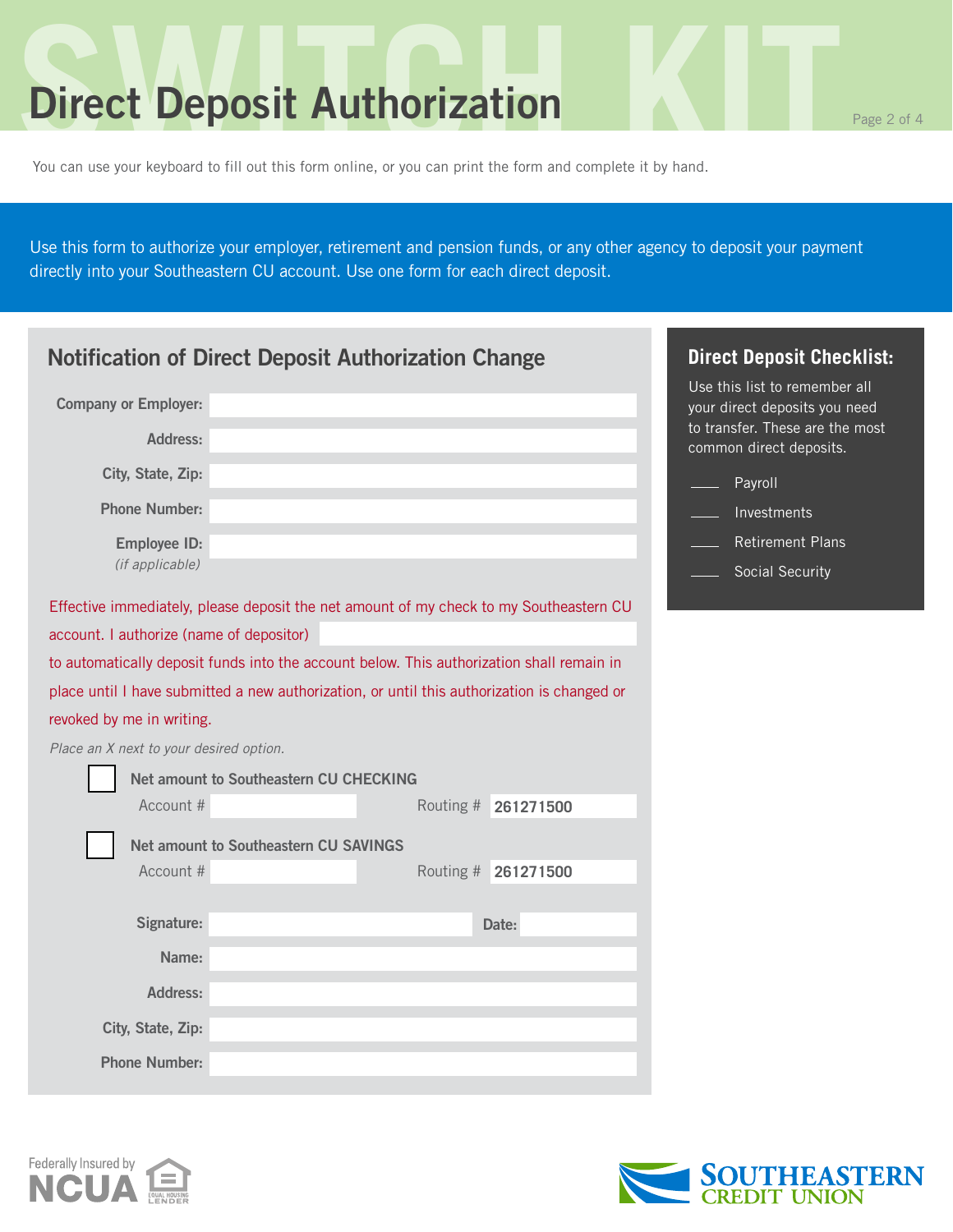# Direct Deposit Authorization

You can use your keyboard to fill out this form online, or you can print the form and complete it by hand.

Use this form to authorize your employer, retirement and pension funds, or any other agency to deposit your payment directly into your Southeastern CU account. Use one form for each direct deposit.

## Notification of Direct Deposit Authorization Change

**Company or Employer:** ____________________

**Address:** ____________________

**City, State, Zip:** ____________________

**Phone Number:** ____________________

**Employee ID:** ____________________
*(if applicable)*

Effective immediately, please deposit the net amount of my check to my Southeastern CU account. I authorize (name of depositor) ____________________ to automatically deposit funds into the account below. This authorization shall remain in place until I have submitted a new authorization, or until this authorization is changed or revoked by me in writing.

*Place an X next to your desired option.*

☐ **Net amount to Southeastern CU CHECKING**
Account # ____________ Routing # **261271500**

☐ **Net amount to Southeastern CU SAVINGS**
Account # ____________ Routing # **261271500**

**Signature:** ____________________ **Date:** ____________

**Name:** ____________________

**Address:** ____________________

**City, State, Zip:** ____________________

**Phone Number:** ____________________

## Direct Deposit Checklist:

Use this list to remember all your direct deposits you need to transfer. These are the most common direct deposits.

- ____ Payroll
- ____ Investments
- ____ Retirement Plans
- ____ Social Security

Federally Insured by NCUA

Equal Housing Lender

SOUTHEASTERN CREDIT UNION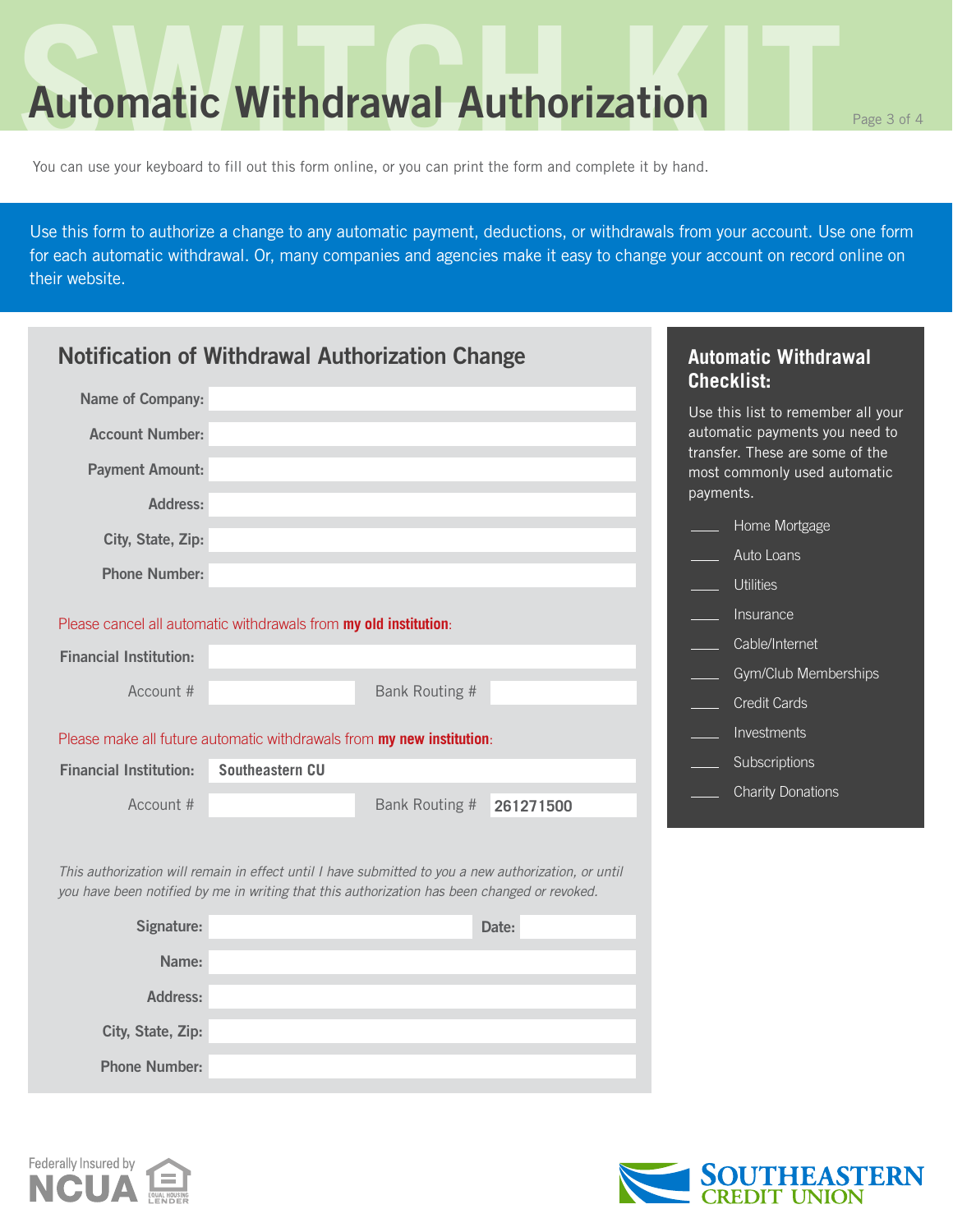# Automatic Withdrawal Authorization

You can use your keyboard to fill out this form online, or you can print the form and complete it by hand.

Use this form to authorize a change to any automatic payment, deductions, or withdrawals from your account. Use one form for each automatic withdrawal. Or, many companies and agencies make it easy to change your account on record online on their website.

## Notification of Withdrawal Authorization Change

**Name of Company:** ______________________

**Account Number:** ______________________

**Payment Amount:** ______________________

**Address:** ______________________

**City, State, Zip:** ______________________

**Phone Number:** ______________________

Please cancel all automatic withdrawals from **my old institution**:

**Financial Institution:** ______________________

Account # ____________ Bank Routing # ____________

Please make all future automatic withdrawals from **my new institution**:

**Financial Institution:** Southeastern CU

Account # ____________ Bank Routing # 261271500

*This authorization will remain in effect until I have submitted to you a new authorization, or until you have been notified by me in writing that this authorization has been changed or revoked.*

**Signature:** ______________________ **Date:** ____________

**Name:** ______________________

**Address:** ______________________

**City, State, Zip:** ______________________

**Phone Number:** ______________________

## Automatic Withdrawal Checklist:

Use this list to remember all your automatic payments you need to transfer. These are some of the most commonly used automatic payments.

- ____ Home Mortgage
- ____ Auto Loans
- ____ Utilities
- ____ Insurance
- ____ Cable/Internet
- ____ Gym/Club Memberships
- ____ Credit Cards
- ____ Investments
- ____ Subscriptions
- ____ Charity Donations

Federally Insured by NCUA

Equal Housing Lender

Southeastern Credit Union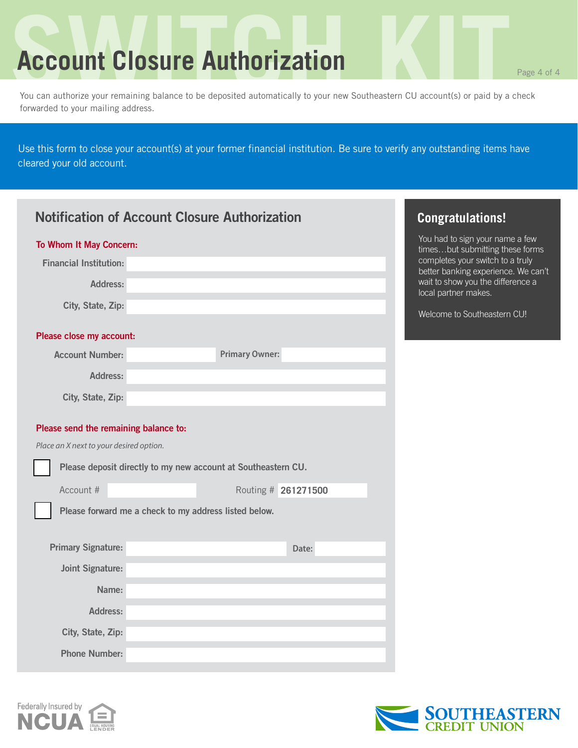# Account Closure Authorization

You can authorize your remaining balance to be deposited automatically to your new Southeastern CU account(s) or paid by a check forwarded to your mailing address.

Use this form to close your account(s) at your former financial institution. Be sure to verify any outstanding items have cleared your old account.

## Notification of Account Closure Authorization

**To Whom It May Concern:**

**Financial Institution:** 

**Address:** 

**City, State, Zip:** 

**Please close my account:**

**Account Number:** **Primary Owner:** 

**Address:** 

**City, State, Zip:** 

**Please send the remaining balance to:**

*Place an X next to your desired option.*

☐ **Please deposit directly to my new account at Southeastern CU.**

Account # Routing # **261271500**

☐ **Please forward me a check to my address listed below.**

**Primary Signature:** **Date:** 

**Joint Signature:** 

**Name:** 

**Address:** 

**City, State, Zip:** 

**Phone Number:** 

## Congratulations!

You had to sign your name a few times…but submitting these forms completes your switch to a truly better banking experience. We can't wait to show you the difference a local partner makes.

Welcome to Southeastern CU!

Federally Insured by NCUA

EQUAL HOUSING LENDER

SOUTHEASTERN CREDIT UNION